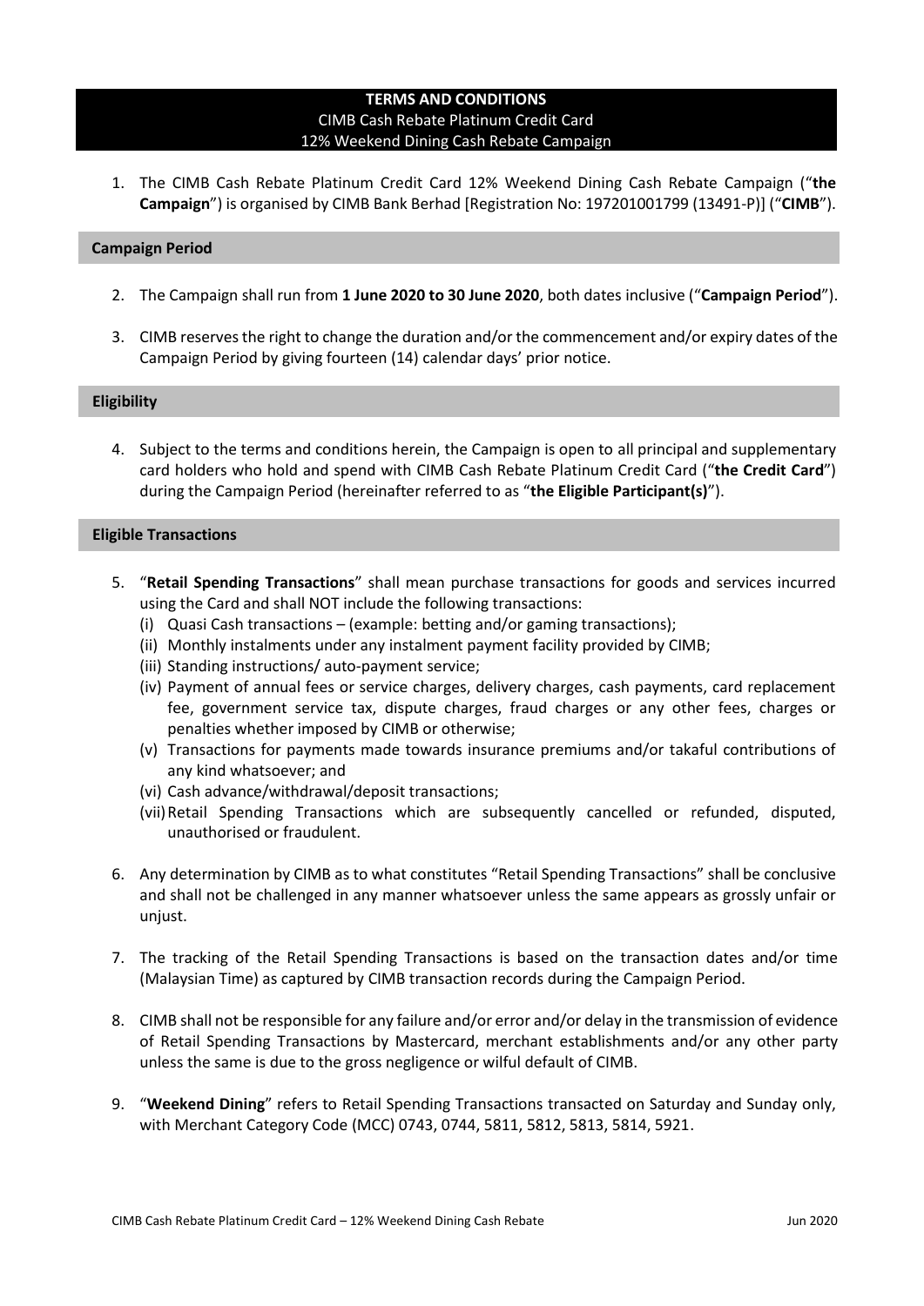# TERMS AND CONDITIONS

## CIMB Cash Rebate Platinum Credit Card
## 12% Weekend Dining Cash Rebate Campaign

1. The CIMB Cash Rebate Platinum Credit Card 12% Weekend Dining Cash Rebate Campaign ("**the Campaign**") is organised by CIMB Bank Berhad [Registration No: 197201001799 (13491-P)] ("**CIMB**").

### Campaign Period

2. The Campaign shall run from **1 June 2020 to 30 June 2020**, both dates inclusive ("**Campaign Period**").

3. CIMB reserves the right to change the duration and/or the commencement and/or expiry dates of the Campaign Period by giving fourteen (14) calendar days' prior notice.

### Eligibility

4. Subject to the terms and conditions herein, the Campaign is open to all principal and supplementary card holders who hold and spend with CIMB Cash Rebate Platinum Credit Card ("**the Credit Card**") during the Campaign Period (hereinafter referred to as "**the Eligible Participant(s)**").

### Eligible Transactions

5. "**Retail Spending Transactions**" shall mean purchase transactions for goods and services incurred using the Card and shall NOT include the following transactions:
   (i) Quasi Cash transactions – (example: betting and/or gaming transactions);
   (ii) Monthly instalments under any instalment payment facility provided by CIMB;
   (iii) Standing instructions/ auto-payment service;
   (iv) Payment of annual fees or service charges, delivery charges, cash payments, card replacement fee, government service tax, dispute charges, fraud charges or any other fees, charges or penalties whether imposed by CIMB or otherwise;
   (v) Transactions for payments made towards insurance premiums and/or takaful contributions of any kind whatsoever; and
   (vi) Cash advance/withdrawal/deposit transactions;
   (vii) Retail Spending Transactions which are subsequently cancelled or refunded, disputed, unauthorised or fraudulent.

6. Any determination by CIMB as to what constitutes "Retail Spending Transactions" shall be conclusive and shall not be challenged in any manner whatsoever unless the same appears as grossly unfair or unjust.

7. The tracking of the Retail Spending Transactions is based on the transaction dates and/or time (Malaysian Time) as captured by CIMB transaction records during the Campaign Period.

8. CIMB shall not be responsible for any failure and/or error and/or delay in the transmission of evidence of Retail Spending Transactions by Mastercard, merchant establishments and/or any other party unless the same is due to the gross negligence or wilful default of CIMB.

9. "**Weekend Dining**" refers to Retail Spending Transactions transacted on Saturday and Sunday only, with Merchant Category Code (MCC) 0743, 0744, 5811, 5812, 5813, 5814, 5921.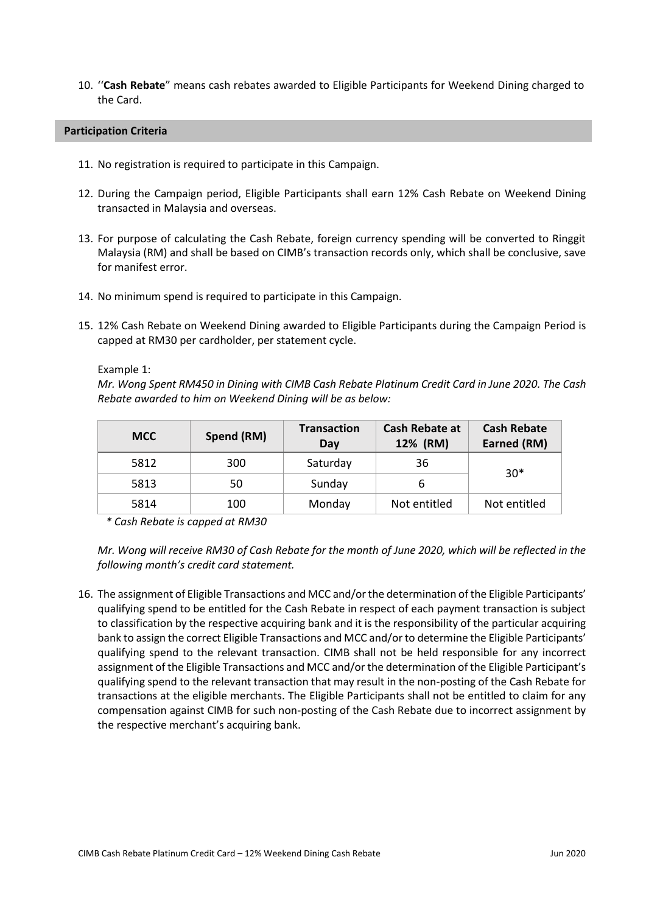10. ''**Cash Rebate**" means cash rebates awarded to Eligible Participants for Weekend Dining charged to the Card.

## Participation Criteria

11. No registration is required to participate in this Campaign.

12. During the Campaign period, Eligible Participants shall earn 12% Cash Rebate on Weekend Dining transacted in Malaysia and overseas.

13. For purpose of calculating the Cash Rebate, foreign currency spending will be converted to Ringgit Malaysia (RM) and shall be based on CIMB's transaction records only, which shall be conclusive, save for manifest error.

14. No minimum spend is required to participate in this Campaign.

15. 12% Cash Rebate on Weekend Dining awarded to Eligible Participants during the Campaign Period is capped at RM30 per cardholder, per statement cycle.

    Example 1:
    *Mr. Wong Spent RM450 in Dining with CIMB Cash Rebate Platinum Credit Card in June 2020. The Cash Rebate awarded to him on Weekend Dining will be as below:*

| MCC | Spend (RM) | Transaction Day | Cash Rebate at 12% (RM) | Cash Rebate Earned (RM) |
|---|---|---|---|---|
| 5812 | 300 | Saturday | 36 | 30* |
| 5813 | 50 | Sunday | 6 | |
| 5814 | 100 | Monday | Not entitled | Not entitled |

*\* Cash Rebate is capped at RM30*

*Mr. Wong will receive RM30 of Cash Rebate for the month of June 2020, which will be reflected in the following month's credit card statement.*

16. The assignment of Eligible Transactions and MCC and/or the determination of the Eligible Participants' qualifying spend to be entitled for the Cash Rebate in respect of each payment transaction is subject to classification by the respective acquiring bank and it is the responsibility of the particular acquiring bank to assign the correct Eligible Transactions and MCC and/or to determine the Eligible Participants' qualifying spend to the relevant transaction. CIMB shall not be held responsible for any incorrect assignment of the Eligible Transactions and MCC and/or the determination of the Eligible Participant's qualifying spend to the relevant transaction that may result in the non-posting of the Cash Rebate for transactions at the eligible merchants. The Eligible Participants shall not be entitled to claim for any compensation against CIMB for such non-posting of the Cash Rebate due to incorrect assignment by the respective merchant's acquiring bank.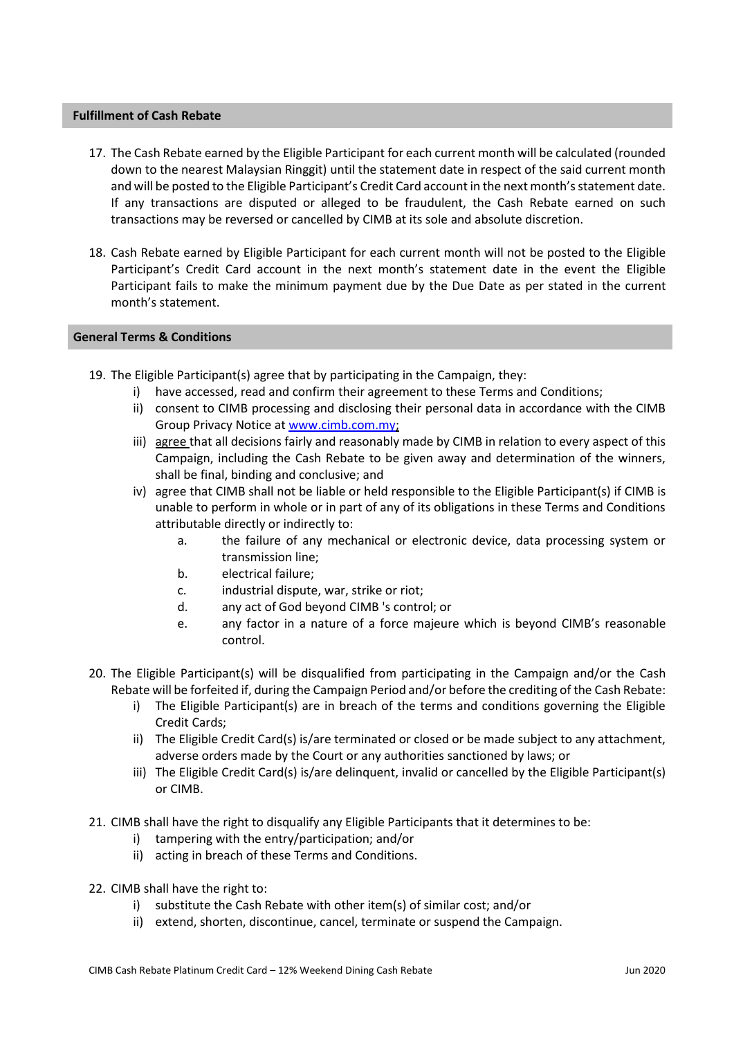## Fulfillment of Cash Rebate

17. The Cash Rebate earned by the Eligible Participant for each current month will be calculated (rounded down to the nearest Malaysian Ringgit) until the statement date in respect of the said current month and will be posted to the Eligible Participant's Credit Card account in the next month's statement date. If any transactions are disputed or alleged to be fraudulent, the Cash Rebate earned on such transactions may be reversed or cancelled by CIMB at its sole and absolute discretion.

18. Cash Rebate earned by Eligible Participant for each current month will not be posted to the Eligible Participant's Credit Card account in the next month's statement date in the event the Eligible Participant fails to make the minimum payment due by the Due Date as per stated in the current month's statement.

## General Terms & Conditions

19. The Eligible Participant(s) agree that by participating in the Campaign, they:
    1. have accessed, read and confirm their agreement to these Terms and Conditions;
    2. consent to CIMB processing and disclosing their personal data in accordance with the CIMB Group Privacy Notice at www.cimb.com.my;
    3. agree that all decisions fairly and reasonably made by CIMB in relation to every aspect of this Campaign, including the Cash Rebate to be given away and determination of the winners, shall be final, binding and conclusive; and
    4. agree that CIMB shall not be liable or held responsible to the Eligible Participant(s) if CIMB is unable to perform in whole or in part of any of its obligations in these Terms and Conditions attributable directly or indirectly to:
        - a. the failure of any mechanical or electronic device, data processing system or transmission line;
        - b. electrical failure;
        - c. industrial dispute, war, strike or riot;
        - d. any act of God beyond CIMB 's control; or
        - e. any factor in a nature of a force majeure which is beyond CIMB's reasonable control.

20. The Eligible Participant(s) will be disqualified from participating in the Campaign and/or the Cash Rebate will be forfeited if, during the Campaign Period and/or before the crediting of the Cash Rebate:
    1. The Eligible Participant(s) are in breach of the terms and conditions governing the Eligible Credit Cards;
    2. The Eligible Credit Card(s) is/are terminated or closed or be made subject to any attachment, adverse orders made by the Court or any authorities sanctioned by laws; or
    3. The Eligible Credit Card(s) is/are delinquent, invalid or cancelled by the Eligible Participant(s) or CIMB.

21. CIMB shall have the right to disqualify any Eligible Participants that it determines to be:
    1. tampering with the entry/participation; and/or
    2. acting in breach of these Terms and Conditions.

22. CIMB shall have the right to:
    1. substitute the Cash Rebate with other item(s) of similar cost; and/or
    2. extend, shorten, discontinue, cancel, terminate or suspend the Campaign.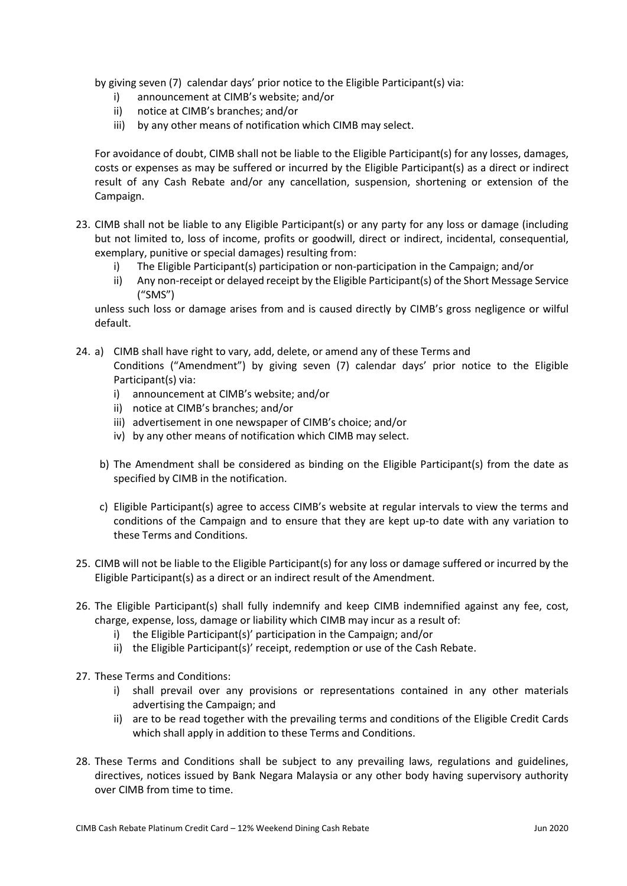by giving seven (7) calendar days' prior notice to the Eligible Participant(s) via:

- i) announcement at CIMB's website; and/or
- ii) notice at CIMB's branches; and/or
- iii) by any other means of notification which CIMB may select.

For avoidance of doubt, CIMB shall not be liable to the Eligible Participant(s) for any losses, damages, costs or expenses as may be suffered or incurred by the Eligible Participant(s) as a direct or indirect result of any Cash Rebate and/or any cancellation, suspension, shortening or extension of the Campaign.

23. CIMB shall not be liable to any Eligible Participant(s) or any party for any loss or damage (including but not limited to, loss of income, profits or goodwill, direct or indirect, incidental, consequential, exemplary, punitive or special damages) resulting from:
    - i) The Eligible Participant(s) participation or non-participation in the Campaign; and/or
    - ii) Any non-receipt or delayed receipt by the Eligible Participant(s) of the Short Message Service ("SMS")

    unless such loss or damage arises from and is caused directly by CIMB's gross negligence or wilful default.

24. a) CIMB shall have right to vary, add, delete, or amend any of these Terms and Conditions ("Amendment") by giving seven (7) calendar days' prior notice to the Eligible Participant(s) via:
    - i) announcement at CIMB's website; and/or
    - ii) notice at CIMB's branches; and/or
    - iii) advertisement in one newspaper of CIMB's choice; and/or
    - iv) by any other means of notification which CIMB may select.

    b) The Amendment shall be considered as binding on the Eligible Participant(s) from the date as specified by CIMB in the notification.

    c) Eligible Participant(s) agree to access CIMB's website at regular intervals to view the terms and conditions of the Campaign and to ensure that they are kept up-to date with any variation to these Terms and Conditions.

25. CIMB will not be liable to the Eligible Participant(s) for any loss or damage suffered or incurred by the Eligible Participant(s) as a direct or an indirect result of the Amendment.

26. The Eligible Participant(s) shall fully indemnify and keep CIMB indemnified against any fee, cost, charge, expense, loss, damage or liability which CIMB may incur as a result of:
    - i) the Eligible Participant(s)' participation in the Campaign; and/or
    - ii) the Eligible Participant(s)' receipt, redemption or use of the Cash Rebate.

27. These Terms and Conditions:
    - i) shall prevail over any provisions or representations contained in any other materials advertising the Campaign; and
    - ii) are to be read together with the prevailing terms and conditions of the Eligible Credit Cards which shall apply in addition to these Terms and Conditions.

28. These Terms and Conditions shall be subject to any prevailing laws, regulations and guidelines, directives, notices issued by Bank Negara Malaysia or any other body having supervisory authority over CIMB from time to time.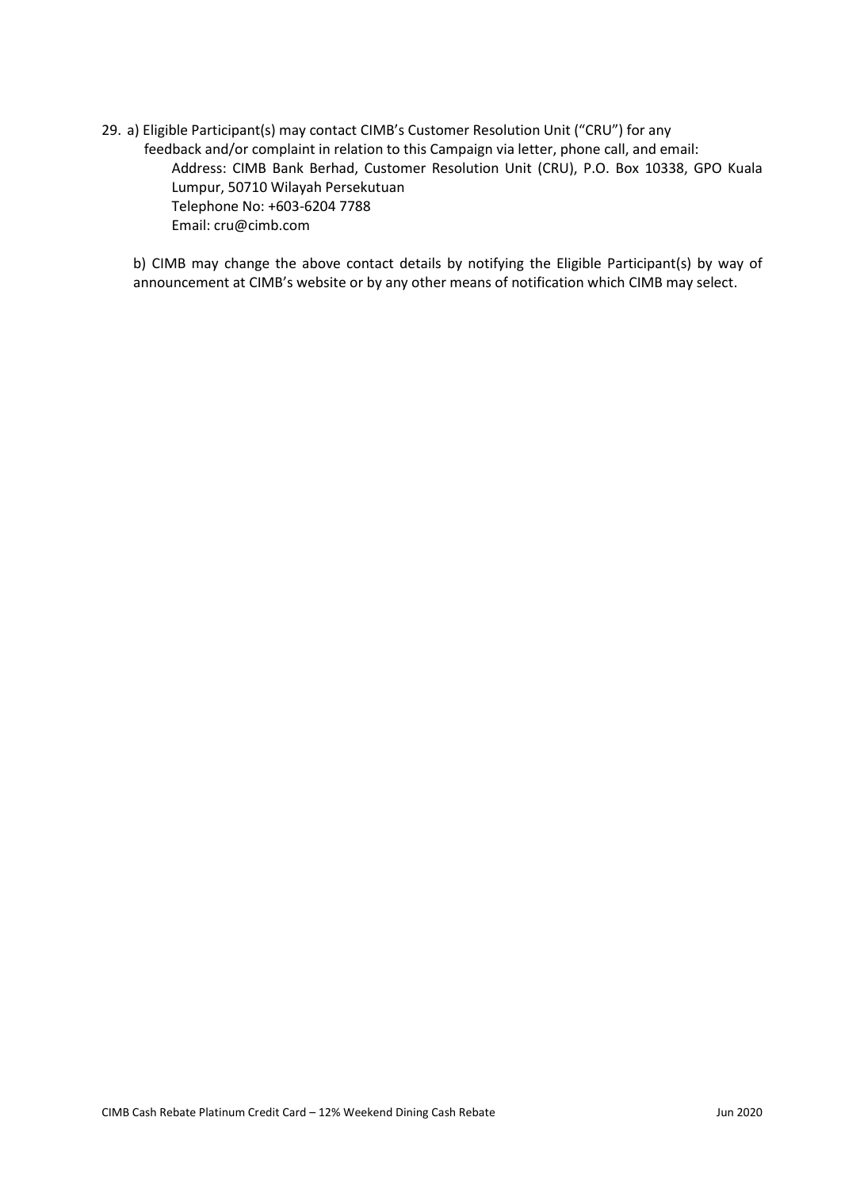29. a) Eligible Participant(s) may contact CIMB's Customer Resolution Unit ("CRU") for any feedback and/or complaint in relation to this Campaign via letter, phone call, and email:

    Address: CIMB Bank Berhad, Customer Resolution Unit (CRU), P.O. Box 10338, GPO Kuala Lumpur, 50710 Wilayah Persekutuan
    Telephone No: +603-6204 7788
    Email: cru@cimb.com

    b) CIMB may change the above contact details by notifying the Eligible Participant(s) by way of announcement at CIMB's website or by any other means of notification which CIMB may select.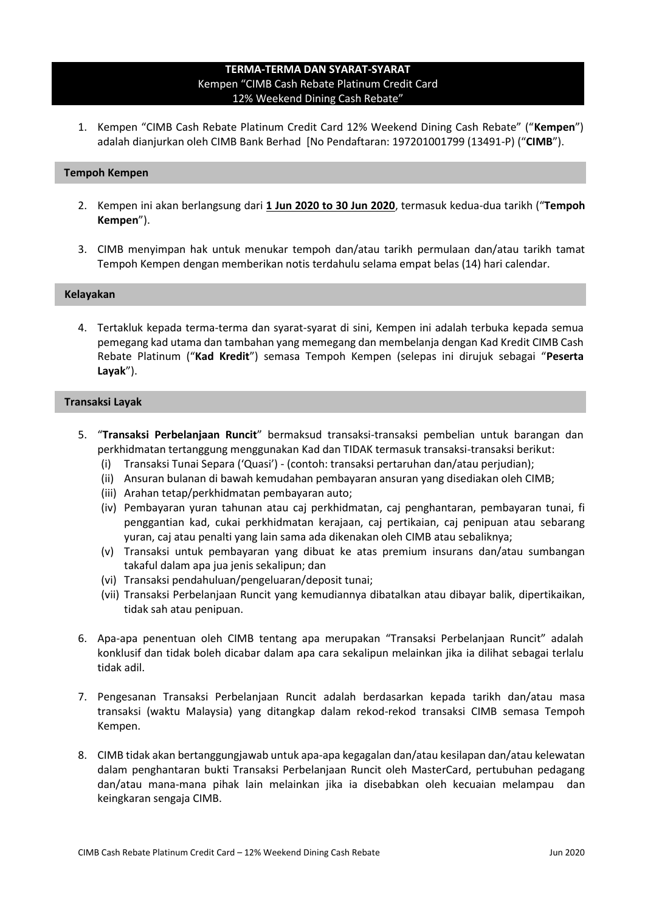# TERMA-TERMA DAN SYARAT-SYARAT

Kempen "CIMB Cash Rebate Platinum Credit Card 12% Weekend Dining Cash Rebate"

1. Kempen "CIMB Cash Rebate Platinum Credit Card 12% Weekend Dining Cash Rebate" ("**Kempen**") adalah dianjurkan oleh CIMB Bank Berhad [No Pendaftaran: 197201001799 (13491-P) ("**CIMB**").

## Tempoh Kempen

2. Kempen ini akan berlangsung dari **1 Jun 2020 to 30 Jun 2020**, termasuk kedua-dua tarikh ("**Tempoh Kempen**").

3. CIMB menyimpan hak untuk menukar tempoh dan/atau tarikh permulaan dan/atau tarikh tamat Tempoh Kempen dengan memberikan notis terdahulu selama empat belas (14) hari calendar.

## Kelayakan

4. Tertakluk kepada terma-terma dan syarat-syarat di sini, Kempen ini adalah terbuka kepada semua pemegang kad utama dan tambahan yang memegang dan membelanja dengan Kad Kredit CIMB Cash Rebate Platinum ("**Kad Kredit**") semasa Tempoh Kempen (selepas ini dirujuk sebagai "**Peserta Layak**").

## Transaksi Layak

5. "**Transaksi Perbelanjaan Runcit**" bermaksud transaksi-transaksi pembelian untuk barangan dan perkhidmatan tertanggung menggunakan Kad dan TIDAK termasuk transaksi-transaksi berikut:
   (i) Transaksi Tunai Separa ('Quasi') - (contoh: transaksi pertaruhan dan/atau perjudian);
   (ii) Ansuran bulanan di bawah kemudahan pembayaran ansuran yang disediakan oleh CIMB;
   (iii) Arahan tetap/perkhidmatan pembayaran auto;
   (iv) Pembayaran yuran tahunan atau caj perkhidmatan, caj penghantaran, pembayaran tunai, fi penggantian kad, cukai perkhidmatan kerajaan, caj pertikaian, caj penipuan atau sebarang yuran, caj atau penalti yang lain sama ada dikenakan oleh CIMB atau sebaliknya;
   (v) Transaksi untuk pembayaran yang dibuat ke atas premium insurans dan/atau sumbangan takaful dalam apa jua jenis sekalipun; dan
   (vi) Transaksi pendahuluan/pengeluaran/deposit tunai;
   (vii) Transaksi Perbelanjaan Runcit yang kemudiannya dibatalkan atau dibayar balik, dipertikaikan, tidak sah atau penipuan.

6. Apa-apa penentuan oleh CIMB tentang apa merupakan "Transaksi Perbelanjaan Runcit" adalah konklusif dan tidak boleh dicabar dalam apa cara sekalipun melainkan jika ia dilihat sebagai terlalu tidak adil.

7. Pengesanan Transaksi Perbelanjaan Runcit adalah berdasarkan kepada tarikh dan/atau masa transaksi (waktu Malaysia) yang ditangkap dalam rekod-rekod transaksi CIMB semasa Tempoh Kempen.

8. CIMB tidak akan bertanggungjawab untuk apa-apa kegagalan dan/atau kesilapan dan/atau kelewatan dalam penghantaran bukti Transaksi Perbelanjaan Runcit oleh MasterCard, pertubuhan pedagang dan/atau mana-mana pihak lain melainkan jika ia disebabkan oleh kecuaian melampau dan keingkaran sengaja CIMB.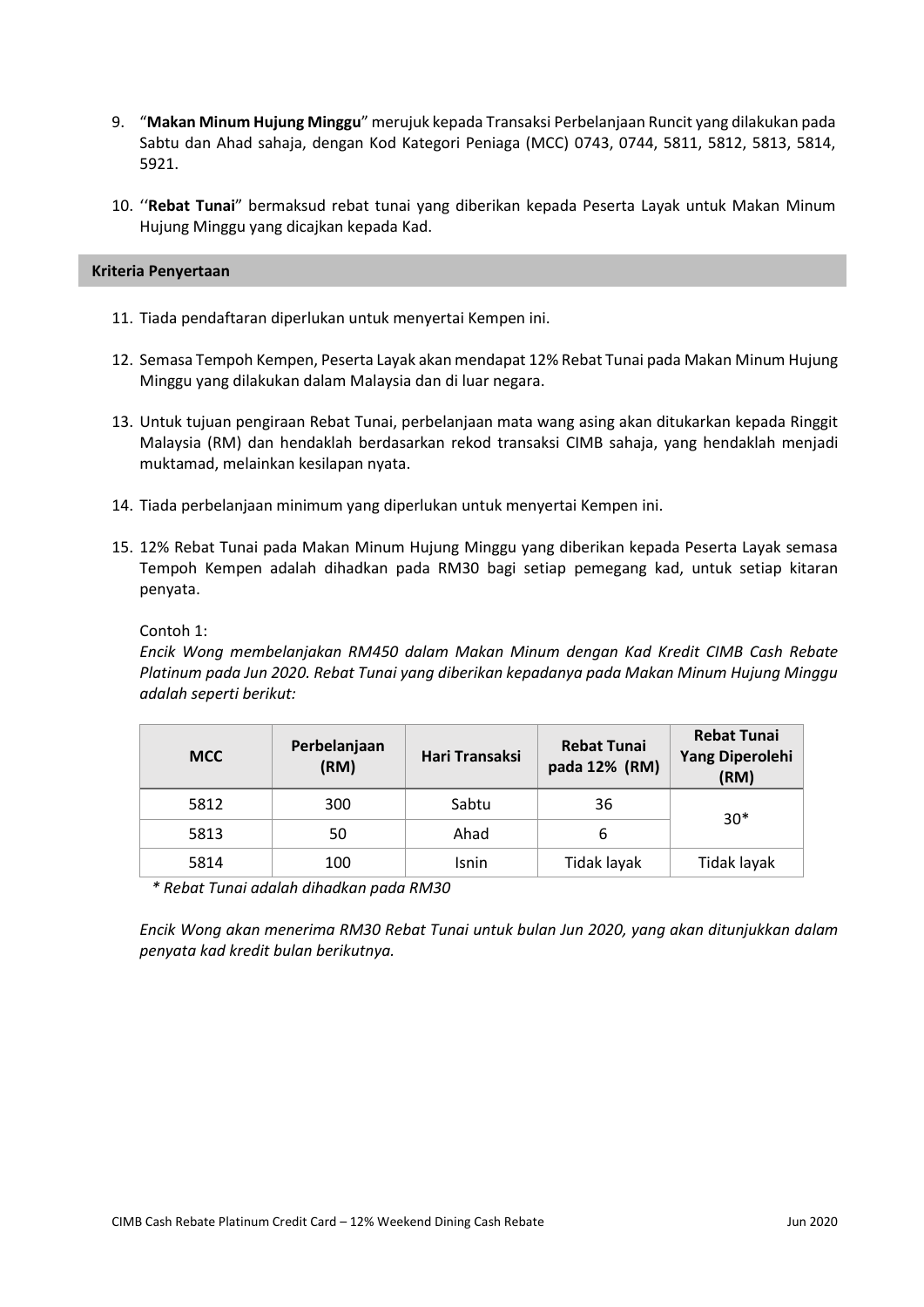9. "**Makan Minum Hujung Minggu**" merujuk kepada Transaksi Perbelanjaan Runcit yang dilakukan pada Sabtu dan Ahad sahaja, dengan Kod Kategori Peniaga (MCC) 0743, 0744, 5811, 5812, 5813, 5814, 5921.

10. ''**Rebat Tunai**" bermaksud rebat tunai yang diberikan kepada Peserta Layak untuk Makan Minum Hujung Minggu yang dicajkan kepada Kad.

## Kriteria Penyertaan

11. Tiada pendaftaran diperlukan untuk menyertai Kempen ini.

12. Semasa Tempoh Kempen, Peserta Layak akan mendapat 12% Rebat Tunai pada Makan Minum Hujung Minggu yang dilakukan dalam Malaysia dan di luar negara.

13. Untuk tujuan pengiraan Rebat Tunai, perbelanjaan mata wang asing akan ditukarkan kepada Ringgit Malaysia (RM) dan hendaklah berdasarkan rekod transaksi CIMB sahaja, yang hendaklah menjadi muktamad, melainkan kesilapan nyata.

14. Tiada perbelanjaan minimum yang diperlukan untuk menyertai Kempen ini.

15. 12% Rebat Tunai pada Makan Minum Hujung Minggu yang diberikan kepada Peserta Layak semasa Tempoh Kempen adalah dihadkan pada RM30 bagi setiap pemegang kad, untuk setiap kitaran penyata.

    Contoh 1:
    *Encik Wong membelanjakan RM450 dalam Makan Minum dengan Kad Kredit CIMB Cash Rebate Platinum pada Jun 2020. Rebat Tunai yang diberikan kepadanya pada Makan Minum Hujung Minggu adalah seperti berikut:*

| MCC | Perbelanjaan (RM) | Hari Transaksi | Rebat Tunai pada 12% (RM) | Rebat Tunai Yang Diperolehi (RM) |
|---|---|---|---|---|
| 5812 | 300 | Sabtu | 36 | 30* |
| 5813 | 50 | Ahad | 6 | |
| 5814 | 100 | Isnin | Tidak layak | Tidak layak |

*\* Rebat Tunai adalah dihadkan pada RM30*

*Encik Wong akan menerima RM30 Rebat Tunai untuk bulan Jun 2020, yang akan ditunjukkan dalam penyata kad kredit bulan berikutnya.*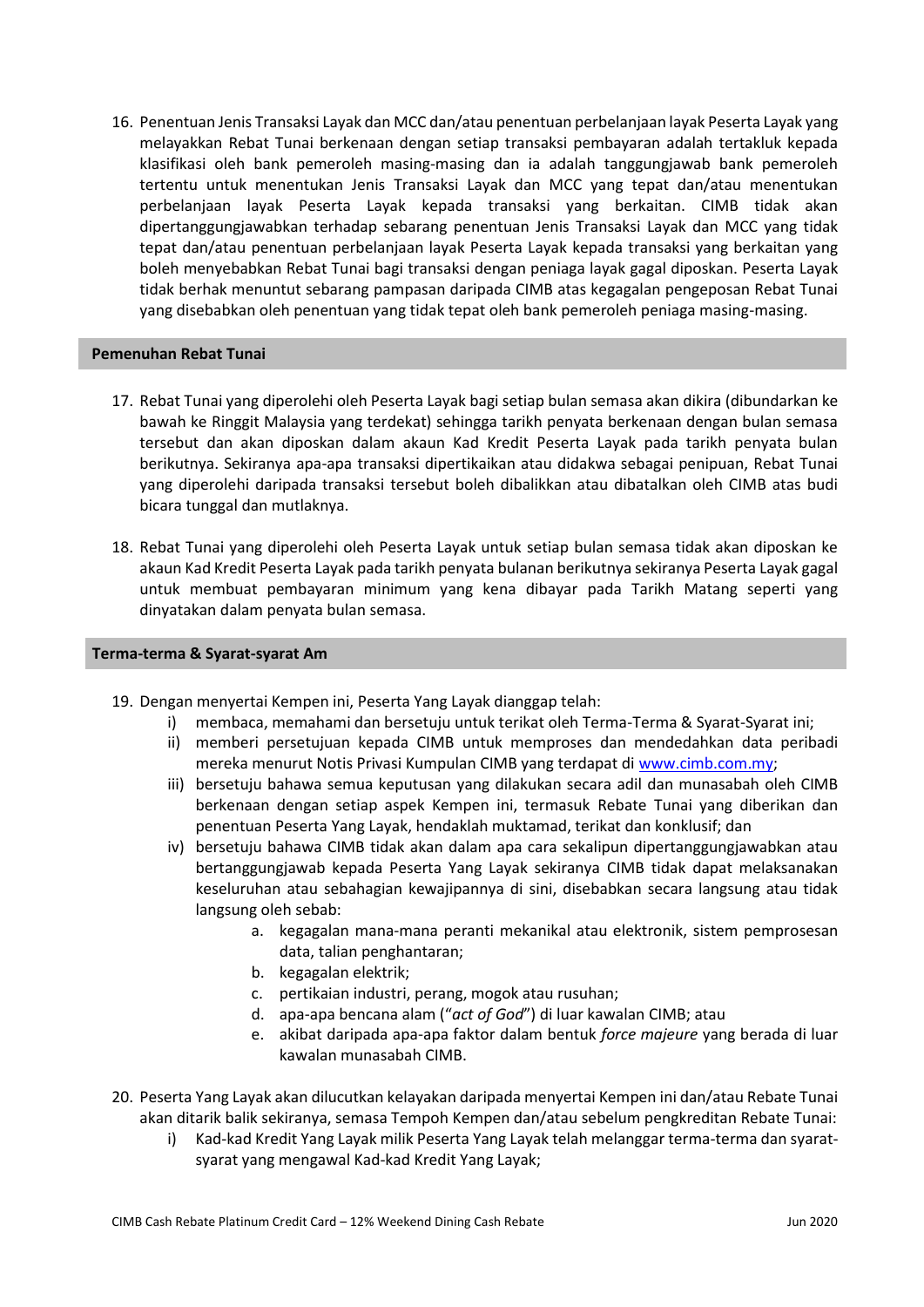16. Penentuan Jenis Transaksi Layak dan MCC dan/atau penentuan perbelanjaan layak Peserta Layak yang melayakkan Rebat Tunai berkenaan dengan setiap transaksi pembayaran adalah tertakluk kepada klasifikasi oleh bank pemeroleh masing-masing dan ia adalah tanggungjawab bank pemeroleh tertentu untuk menentukan Jenis Transaksi Layak dan MCC yang tepat dan/atau menentukan perbelanjaan layak Peserta Layak kepada transaksi yang berkaitan. CIMB tidak akan dipertanggungjawabkan terhadap sebarang penentuan Jenis Transaksi Layak dan MCC yang tidak tepat dan/atau penentuan perbelanjaan layak Peserta Layak kepada transaksi yang berkaitan yang boleh menyebabkan Rebat Tunai bagi transaksi dengan peniaga layak gagal diposkan. Peserta Layak tidak berhak menuntut sebarang pampasan daripada CIMB atas kegagalan pengeposan Rebat Tunai yang disebabkan oleh penentuan yang tidak tepat oleh bank pemeroleh peniaga masing-masing.

**Pemenuhan Rebat Tunai**

17. Rebat Tunai yang diperolehi oleh Peserta Layak bagi setiap bulan semasa akan dikira (dibundarkan ke bawah ke Ringgit Malaysia yang terdekat) sehingga tarikh penyata berkenaan dengan bulan semasa tersebut dan akan diposkan dalam akaun Kad Kredit Peserta Layak pada tarikh penyata bulan berikutnya. Sekiranya apa-apa transaksi dipertikaikan atau didakwa sebagai penipuan, Rebat Tunai yang diperolehi daripada transaksi tersebut boleh dibalikkan atau dibatalkan oleh CIMB atas budi bicara tunggal dan mutlaknya.

18. Rebat Tunai yang diperolehi oleh Peserta Layak untuk setiap bulan semasa tidak akan diposkan ke akaun Kad Kredit Peserta Layak pada tarikh penyata bulanan berikutnya sekiranya Peserta Layak gagal untuk membuat pembayaran minimum yang kena dibayar pada Tarikh Matang seperti yang dinyatakan dalam penyata bulan semasa.

**Terma-terma & Syarat-syarat Am**

19. Dengan menyertai Kempen ini, Peserta Yang Layak dianggap telah:
    i) membaca, memahami dan bersetuju untuk terikat oleh Terma-Terma & Syarat-Syarat ini;
    ii) memberi persetujuan kepada CIMB untuk memproses dan mendedahkan data peribadi mereka menurut Notis Privasi Kumpulan CIMB yang terdapat di www.cimb.com.my;
    iii) bersetuju bahawa semua keputusan yang dilakukan secara adil dan munasabah oleh CIMB berkenaan dengan setiap aspek Kempen ini, termasuk Rebate Tunai yang diberikan dan penentuan Peserta Yang Layak, hendaklah muktamad, terikat dan konklusif; dan
    iv) bersetuju bahawa CIMB tidak akan dalam apa cara sekalipun dipertanggungjawabkan atau bertanggungjawab kepada Peserta Yang Layak sekiranya CIMB tidak dapat melaksanakan keseluruhan atau sebahagian kewajipannya di sini, disebabkan secara langsung atau tidak langsung oleh sebab:
        a. kegagalan mana-mana peranti mekanikal atau elektronik, sistem pemprosesan data, talian penghantaran;
        b. kegagalan elektrik;
        c. pertikaian industri, perang, mogok atau rusuhan;
        d. apa-apa bencana alam ("*act of God*") di luar kawalan CIMB; atau
        e. akibat daripada apa-apa faktor dalam bentuk *force majeure* yang berada di luar kawalan munasabah CIMB.

20. Peserta Yang Layak akan dilucutkan kelayakan daripada menyertai Kempen ini dan/atau Rebate Tunai akan ditarik balik sekiranya, semasa Tempoh Kempen dan/atau sebelum pengkreditan Rebate Tunai:
    i) Kad-kad Kredit Yang Layak milik Peserta Yang Layak telah melanggar terma-terma dan syarat-syarat yang mengawal Kad-kad Kredit Yang Layak;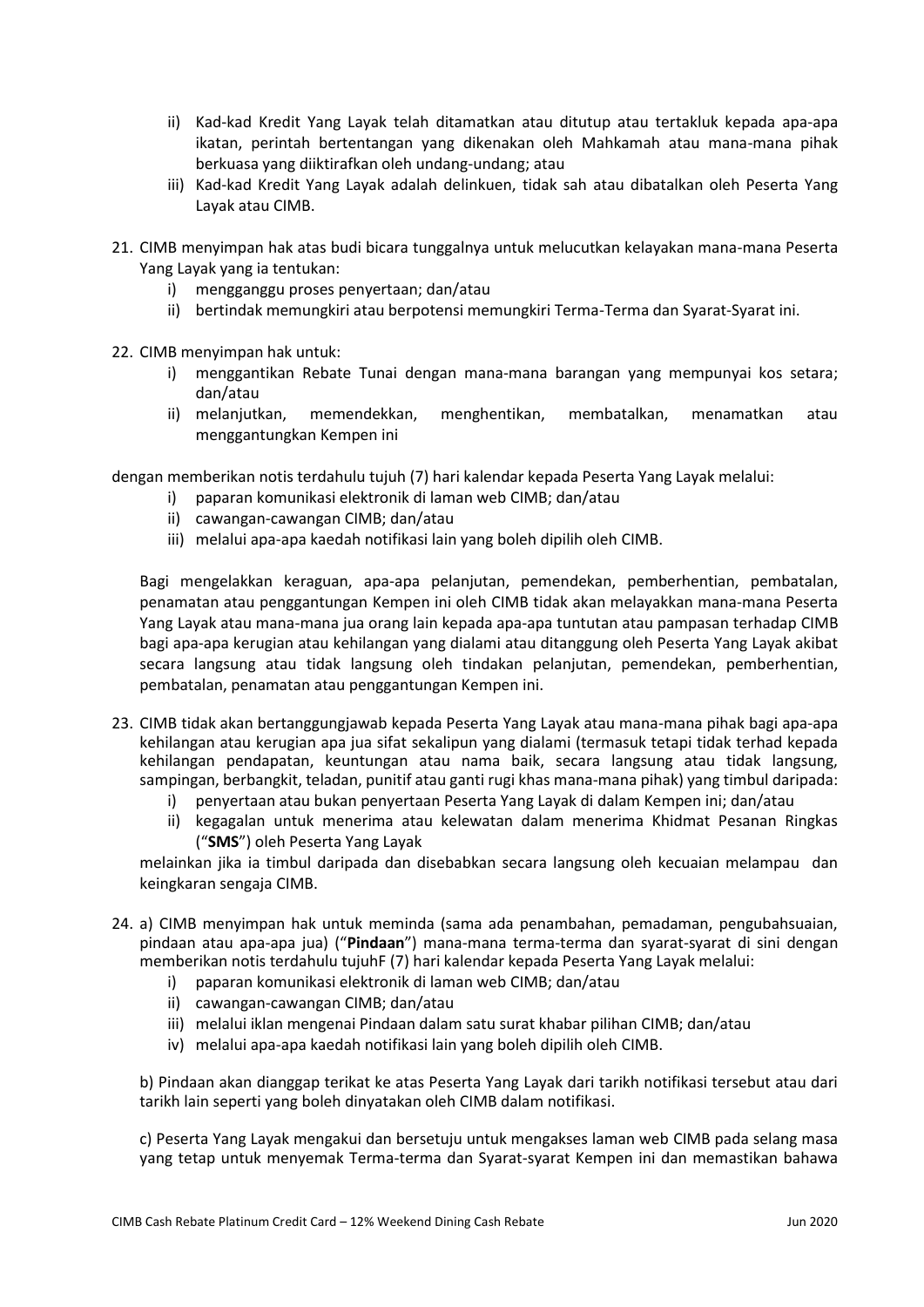ii) Kad-kad Kredit Yang Layak telah ditamatkan atau ditutup atau tertakluk kepada apa-apa ikatan, perintah bertentangan yang dikenakan oleh Mahkamah atau mana-mana pihak berkuasa yang diiktirafkan oleh undang-undang; atau

iii) Kad-kad Kredit Yang Layak adalah delinkuen, tidak sah atau dibatalkan oleh Peserta Yang Layak atau CIMB.

21. CIMB menyimpan hak atas budi bicara tunggalnya untuk melucutkan kelayakan mana-mana Peserta Yang Layak yang ia tentukan:
    i) mengganggu proses penyertaan; dan/atau
    ii) bertindak memungkiri atau berpotensi memungkiri Terma-Terma dan Syarat-Syarat ini.

22. CIMB menyimpan hak untuk:
    i) menggantikan Rebate Tunai dengan mana-mana barangan yang mempunyai kos setara; dan/atau
    ii) melanjutkan, memendekkan, menghentikan, membatalkan, menamatkan atau menggantungkan Kempen ini

dengan memberikan notis terdahulu tujuh (7) hari kalendar kepada Peserta Yang Layak melalui:
    i) paparan komunikasi elektronik di laman web CIMB; dan/atau
    ii) cawangan-cawangan CIMB; dan/atau
    iii) melalui apa-apa kaedah notifikasi lain yang boleh dipilih oleh CIMB.

Bagi mengelakkan keraguan, apa-apa pelanjutan, pemendekan, pemberhentian, pembatalan, penamatan atau penggantungan Kempen ini oleh CIMB tidak akan melayakkan mana-mana Peserta Yang Layak atau mana-mana jua orang lain kepada apa-apa tuntutan atau pampasan terhadap CIMB bagi apa-apa kerugian atau kehilangan yang dialami atau ditanggung oleh Peserta Yang Layak akibat secara langsung atau tidak langsung oleh tindakan pelanjutan, pemendekan, pemberhentian, pembatalan, penamatan atau penggantungan Kempen ini.

23. CIMB tidak akan bertanggungjawab kepada Peserta Yang Layak atau mana-mana pihak bagi apa-apa kehilangan atau kerugian apa jua sifat sekalipun yang dialami (termasuk tetapi tidak terhad kepada kehilangan pendapatan, keuntungan atau nama baik, secara langsung atau tidak langsung, sampingan, berbangkit, teladan, punitif atau ganti rugi khas mana-mana pihak) yang timbul daripada:
    i) penyertaan atau bukan penyertaan Peserta Yang Layak di dalam Kempen ini; dan/atau
    ii) kegagalan untuk menerima atau kelewatan dalam menerima Khidmat Pesanan Ringkas ("**SMS**") oleh Peserta Yang Layak

    melainkan jika ia timbul daripada dan disebabkan secara langsung oleh kecuaian melampau dan keingkaran sengaja CIMB.

24. a) CIMB menyimpan hak untuk meminda (sama ada penambahan, pemadaman, pengubahsuaian, pindaan atau apa-apa jua) ("**Pindaan**") mana-mana terma-terma dan syarat-syarat di sini dengan memberikan notis terdahulu tujuhF (7) hari kalendar kepada Peserta Yang Layak melalui:
    i) paparan komunikasi elektronik di laman web CIMB; dan/atau
    ii) cawangan-cawangan CIMB; dan/atau
    iii) melalui iklan mengenai Pindaan dalam satu surat khabar pilihan CIMB; dan/atau
    iv) melalui apa-apa kaedah notifikasi lain yang boleh dipilih oleh CIMB.

    b) Pindaan akan dianggap terikat ke atas Peserta Yang Layak dari tarikh notifikasi tersebut atau dari tarikh lain seperti yang boleh dinyatakan oleh CIMB dalam notifikasi.

    c) Peserta Yang Layak mengakui dan bersetuju untuk mengakses laman web CIMB pada selang masa yang tetap untuk menyemak Terma-terma dan Syarat-syarat Kempen ini dan memastikan bahawa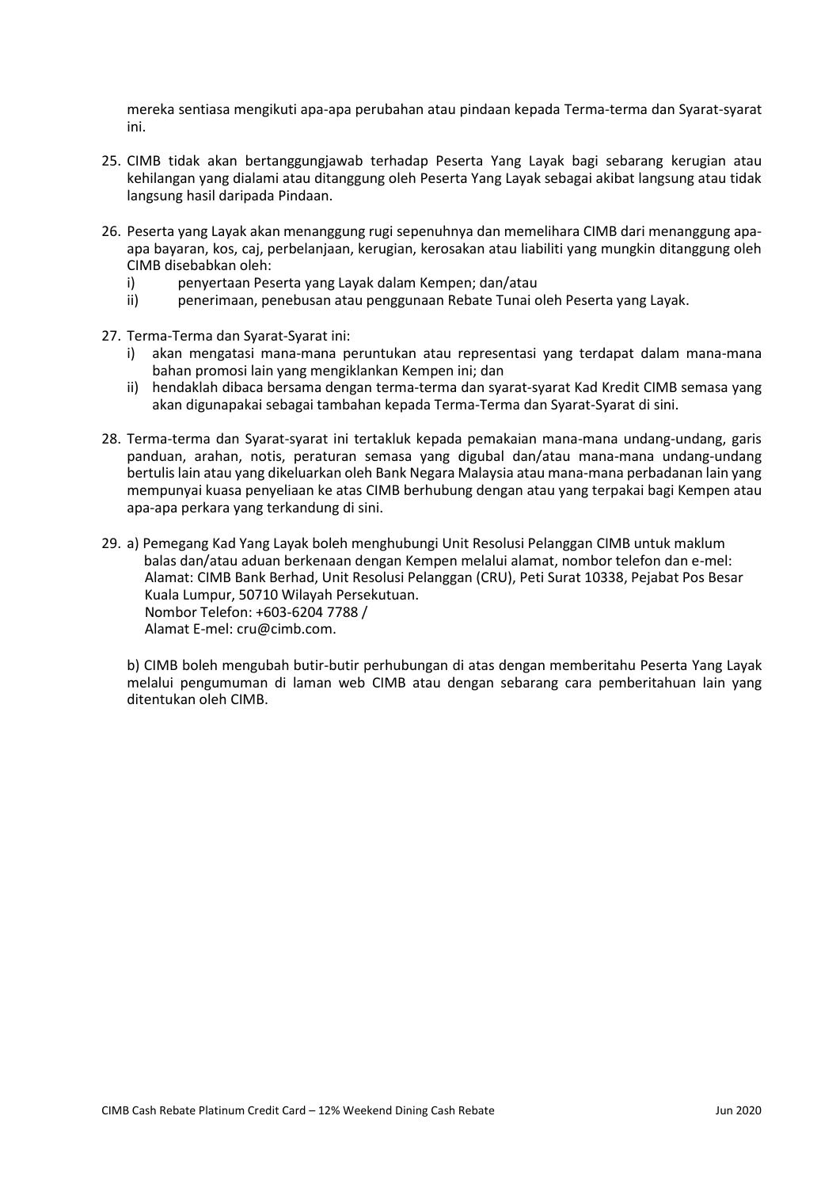mereka sentiasa mengikuti apa-apa perubahan atau pindaan kepada Terma-terma dan Syarat-syarat ini.

25. CIMB tidak akan bertanggungjawab terhadap Peserta Yang Layak bagi sebarang kerugian atau kehilangan yang dialami atau ditanggung oleh Peserta Yang Layak sebagai akibat langsung atau tidak langsung hasil daripada Pindaan.

26. Peserta yang Layak akan menanggung rugi sepenuhnya dan memelihara CIMB dari menanggung apa-apa bayaran, kos, caj, perbelanjaan, kerugian, kerosakan atau liabiliti yang mungkin ditanggung oleh CIMB disebabkan oleh:
    i) penyertaan Peserta yang Layak dalam Kempen; dan/atau
    ii) penerimaan, penebusan atau penggunaan Rebate Tunai oleh Peserta yang Layak.

27. Terma-Terma dan Syarat-Syarat ini:
    i) akan mengatasi mana-mana peruntukan atau representasi yang terdapat dalam mana-mana bahan promosi lain yang mengiklankan Kempen ini; dan
    ii) hendaklah dibaca bersama dengan terma-terma dan syarat-syarat Kad Kredit CIMB semasa yang akan digunapakai sebagai tambahan kepada Terma-Terma dan Syarat-Syarat di sini.

28. Terma-terma dan Syarat-syarat ini tertakluk kepada pemakaian mana-mana undang-undang, garis panduan, arahan, notis, peraturan semasa yang digubal dan/atau mana-mana undang-undang bertulis lain atau yang dikeluarkan oleh Bank Negara Malaysia atau mana-mana perbadanan lain yang mempunyai kuasa penyeliaan ke atas CIMB berhubung dengan atau yang terpakai bagi Kempen atau apa-apa perkara yang terkandung di sini.

29. a) Pemegang Kad Yang Layak boleh menghubungi Unit Resolusi Pelanggan CIMB untuk maklum balas dan/atau aduan berkenaan dengan Kempen melalui alamat, nombor telefon dan e-mel:
    Alamat: CIMB Bank Berhad, Unit Resolusi Pelanggan (CRU), Peti Surat 10338, Pejabat Pos Besar Kuala Lumpur, 50710 Wilayah Persekutuan.
    Nombor Telefon: +603-6204 7788 /
    Alamat E-mel: cru@cimb.com.

    b) CIMB boleh mengubah butir-butir perhubungan di atas dengan memberitahu Peserta Yang Layak melalui pengumuman di laman web CIMB atau dengan sebarang cara pemberitahuan lain yang ditentukan oleh CIMB.